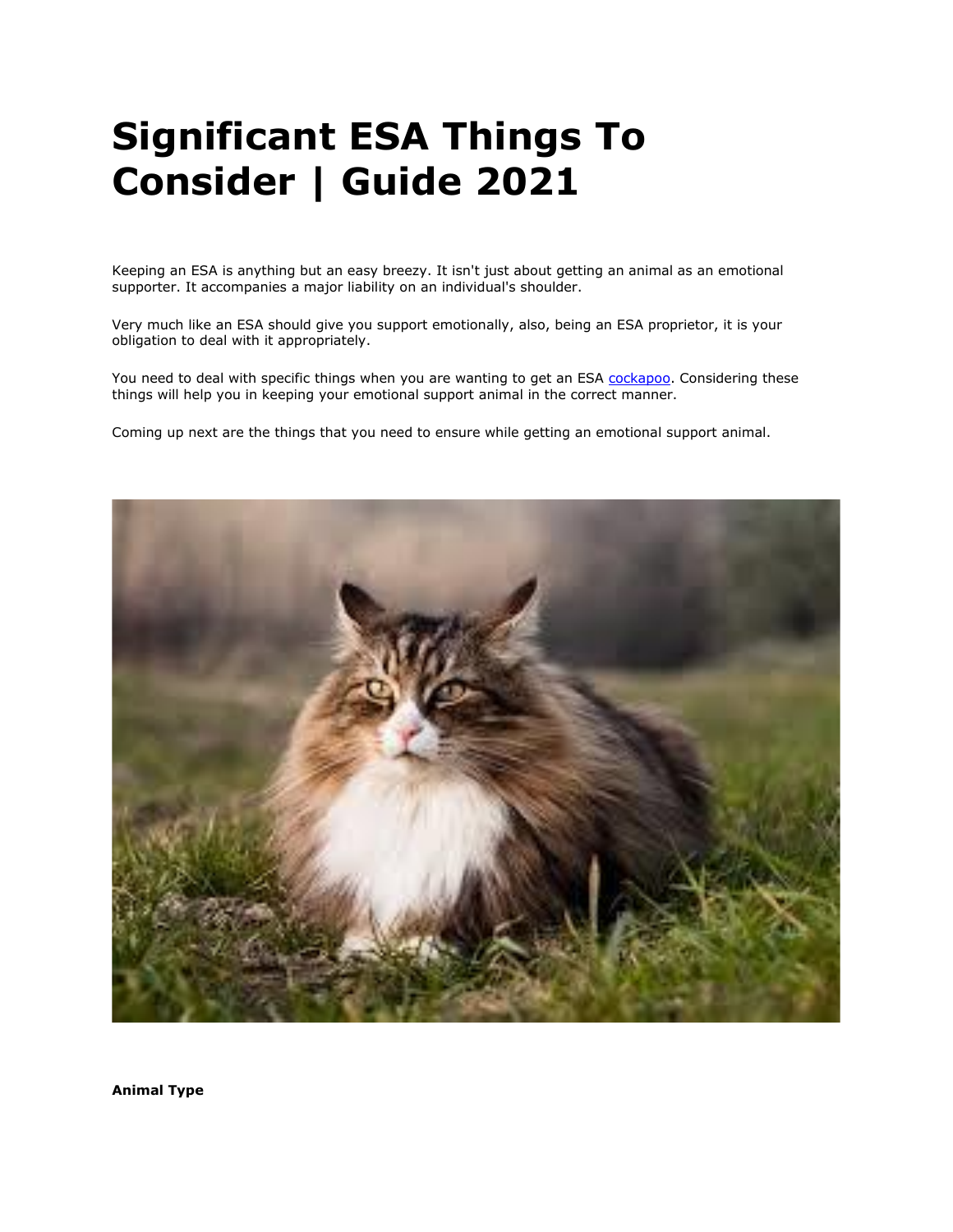# Significant ESA Things To Consider | Guide 2021

Keeping an ESA is anything but an easy breezy. It isn't just about getting an animal as an emotional supporter. It accompanies a major liability on an individual's shoulder.

Very much like an ESA should give you support emotionally, also, being an ESA proprietor, it is your obligation to deal with it appropriately.

You need to deal with specific things when you are wanting to get an ESA cockapoo. Considering these things will help you in keeping your emotional support animal in the correct manner.

Coming up next are the things that you need to ensure while getting an emotional support animal.

**Animal Type**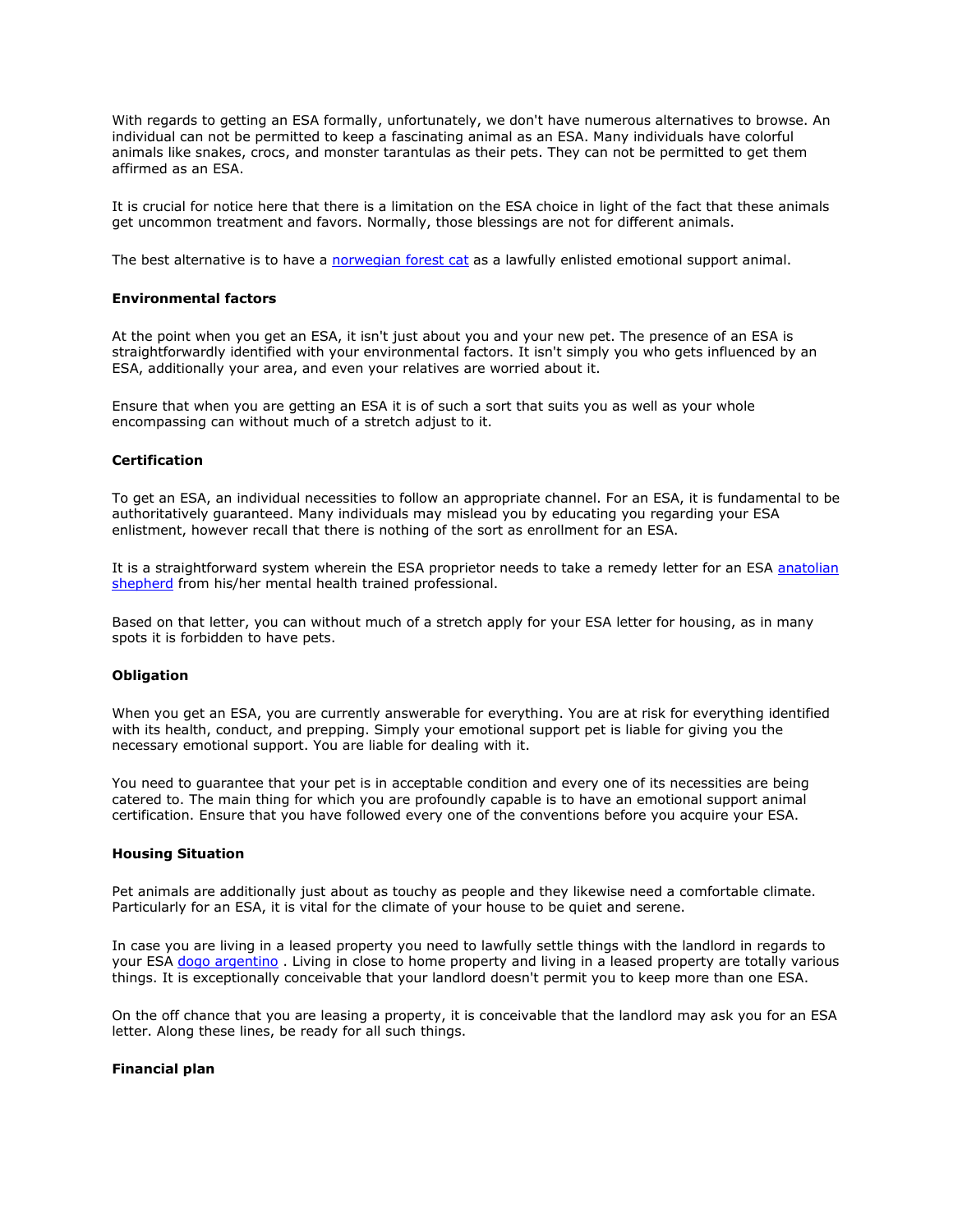With regards to getting an ESA formally, unfortunately, we don't have numerous alternatives to browse. An individual can not be permitted to keep a fascinating animal as an ESA. Many individuals have colorful animals like snakes, crocs, and monster tarantulas as their pets. They can not be permitted to get them affirmed as an ESA.

It is crucial for notice here that there is a limitation on the ESA choice in light of the fact that these animals get uncommon treatment and favors. Normally, those blessings are not for different animals.

The best alternative is to have a [norwegian forest cat]() as a lawfully enlisted emotional support animal.

**Environmental factors**

At the point when you get an ESA, it isn't just about you and your new pet. The presence of an ESA is straightforwardly identified with your environmental factors. It isn't simply you who gets influenced by an ESA, additionally your area, and even your relatives are worried about it.

Ensure that when you are getting an ESA it is of such a sort that suits you as well as your whole encompassing can without much of a stretch adjust to it.

**Certification**

To get an ESA, an individual necessities to follow an appropriate channel. For an ESA, it is fundamental to be authoritatively guaranteed. Many individuals may mislead you by educating you regarding your ESA enlistment, however recall that there is nothing of the sort as enrollment for an ESA.

It is a straightforward system wherein the ESA proprietor needs to take a remedy letter for an ESA [anatolian shepherd]() from his/her mental health trained professional.

Based on that letter, you can without much of a stretch apply for your ESA letter for housing, as in many spots it is forbidden to have pets.

**Obligation**

When you get an ESA, you are currently answerable for everything. You are at risk for everything identified with its health, conduct, and prepping. Simply your emotional support pet is liable for giving you the necessary emotional support. You are liable for dealing with it.

You need to guarantee that your pet is in acceptable condition and every one of its necessities are being catered to. The main thing for which you are profoundly capable is to have an emotional support animal certification. Ensure that you have followed every one of the conventions before you acquire your ESA.

**Housing Situation**

Pet animals are additionally just about as touchy as people and they likewise need a comfortable climate. Particularly for an ESA, it is vital for the climate of your house to be quiet and serene.

In case you are living in a leased property you need to lawfully settle things with the landlord in regards to your ESA [dogo argentino]() . Living in close to home property and living in a leased property are totally various things. It is exceptionally conceivable that your landlord doesn't permit you to keep more than one ESA.

On the off chance that you are leasing a property, it is conceivable that the landlord may ask you for an ESA letter. Along these lines, be ready for all such things.

**Financial plan**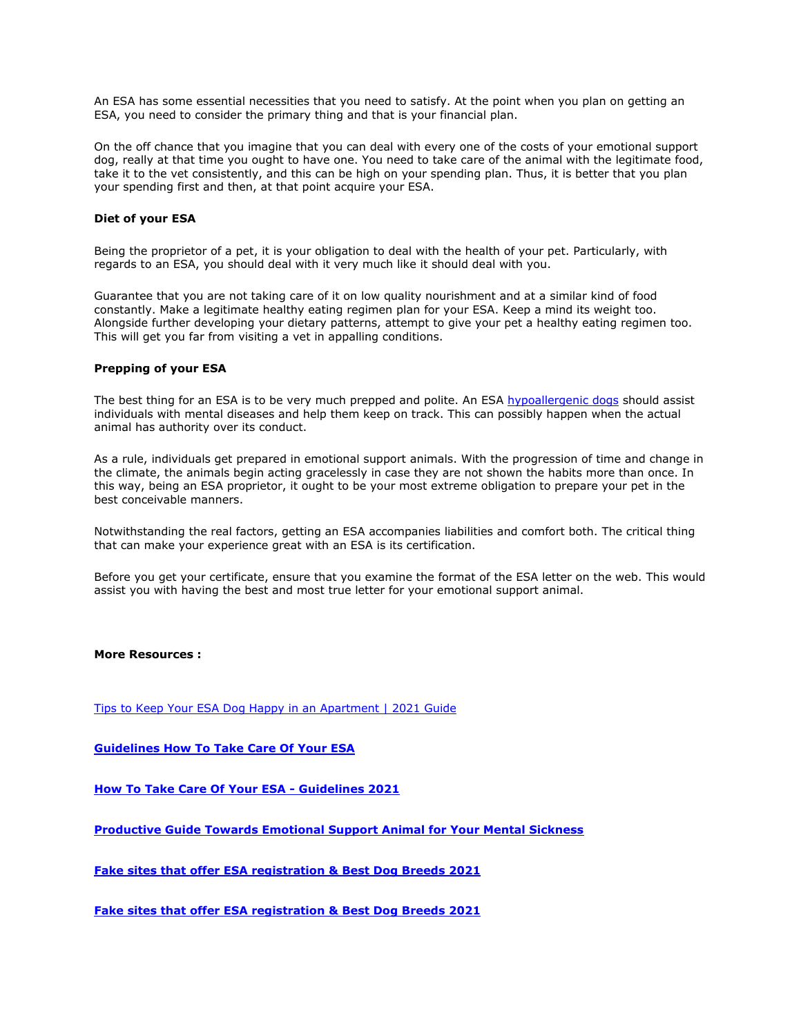An ESA has some essential necessities that you need to satisfy. At the point when you plan on getting an ESA, you need to consider the primary thing and that is your financial plan.

On the off chance that you imagine that you can deal with every one of the costs of your emotional support dog, really at that time you ought to have one. You need to take care of the animal with the legitimate food, take it to the vet consistently, and this can be high on your spending plan. Thus, it is better that you plan your spending first and then, at that point acquire your ESA.

**Diet of your ESA**

Being the proprietor of a pet, it is your obligation to deal with the health of your pet. Particularly, with regards to an ESA, you should deal with it very much like it should deal with you.

Guarantee that you are not taking care of it on low quality nourishment and at a similar kind of food constantly. Make a legitimate healthy eating regimen plan for your ESA. Keep a mind its weight too. Alongside further developing your dietary patterns, attempt to give your pet a healthy eating regimen too. This will get you far from visiting a vet in appalling conditions.

**Prepping of your ESA**

The best thing for an ESA is to be very much prepped and polite. An ESA hypoallergenic dogs should assist individuals with mental diseases and help them keep on track. This can possibly happen when the actual animal has authority over its conduct.

As a rule, individuals get prepared in emotional support animals. With the progression of time and change in the climate, the animals begin acting gracelessly in case they are not shown the habits more than once. In this way, being an ESA proprietor, it ought to be your most extreme obligation to prepare your pet in the best conceivable manners.

Notwithstanding the real factors, getting an ESA accompanies liabilities and comfort both. The critical thing that can make your experience great with an ESA is its certification.

Before you get your certificate, ensure that you examine the format of the ESA letter on the web. This would assist you with having the best and most true letter for your emotional support animal.

**More Resources :**

Tips to Keep Your ESA Dog Happy in an Apartment | 2021 Guide

**Guidelines How To Take Care Of Your ESA**

**How To Take Care Of Your ESA - Guidelines 2021**

**Productive Guide Towards Emotional Support Animal for Your Mental Sickness**

**Fake sites that offer ESA registration & Best Dog Breeds 2021**

**Fake sites that offer ESA registration & Best Dog Breeds 2021**